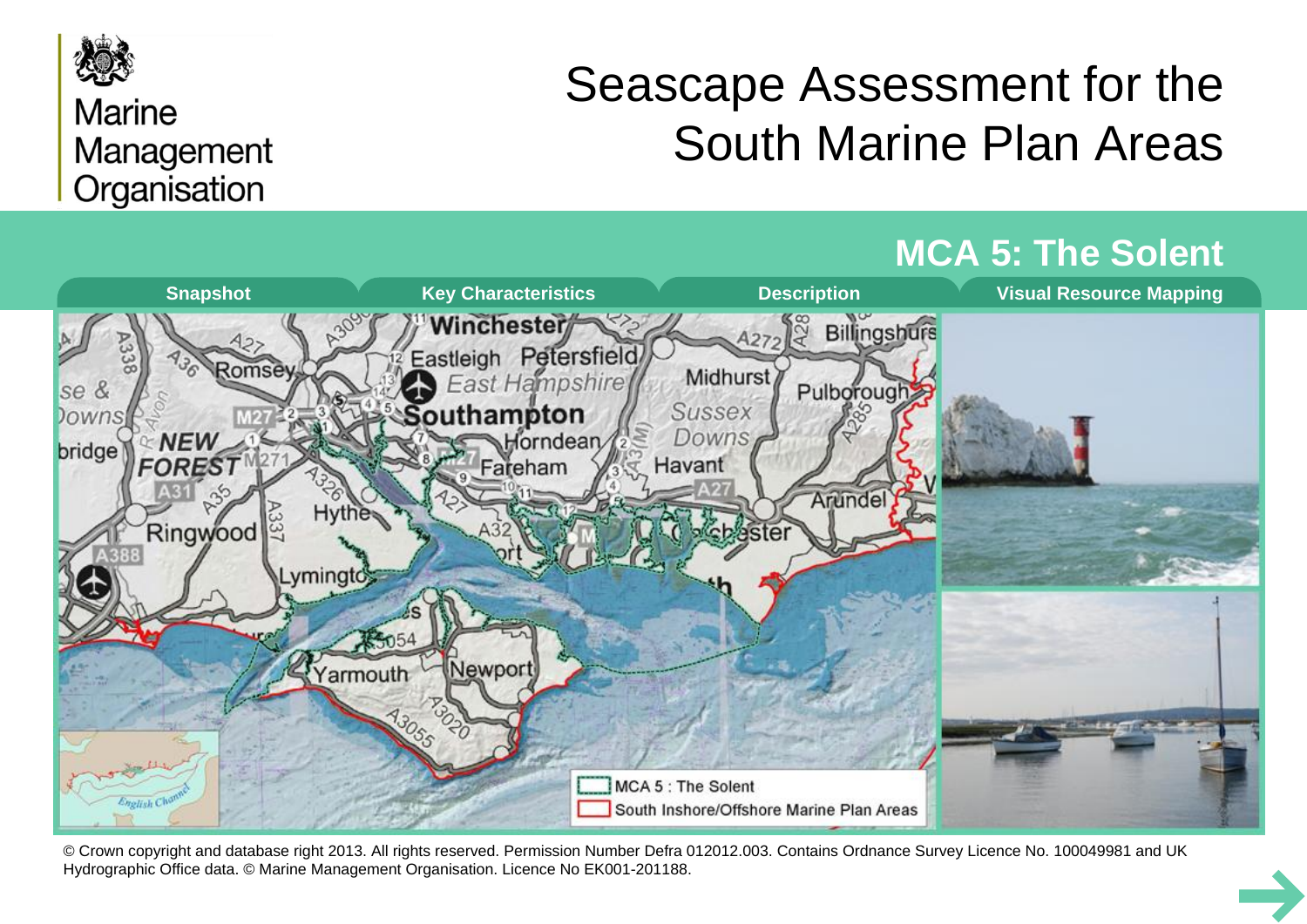Marine Management Organisation

# Seascape Assessment for the South Marine Plan Areas

## MCA 5: The Solent

Snapshot | Key Characteristics | Description | Visual Resource Mapping

MCA 5 : The Solent

South Inshore/Offshore Marine Plan Areas

© Crown copyright and database right 2013. All rights reserved. Permission Number Defra 012012.003. Contains Ordnance Survey Licence No. 100049981 and UK Hydrographic Office data. © Marine Management Organisation. Licence No EK001-201188.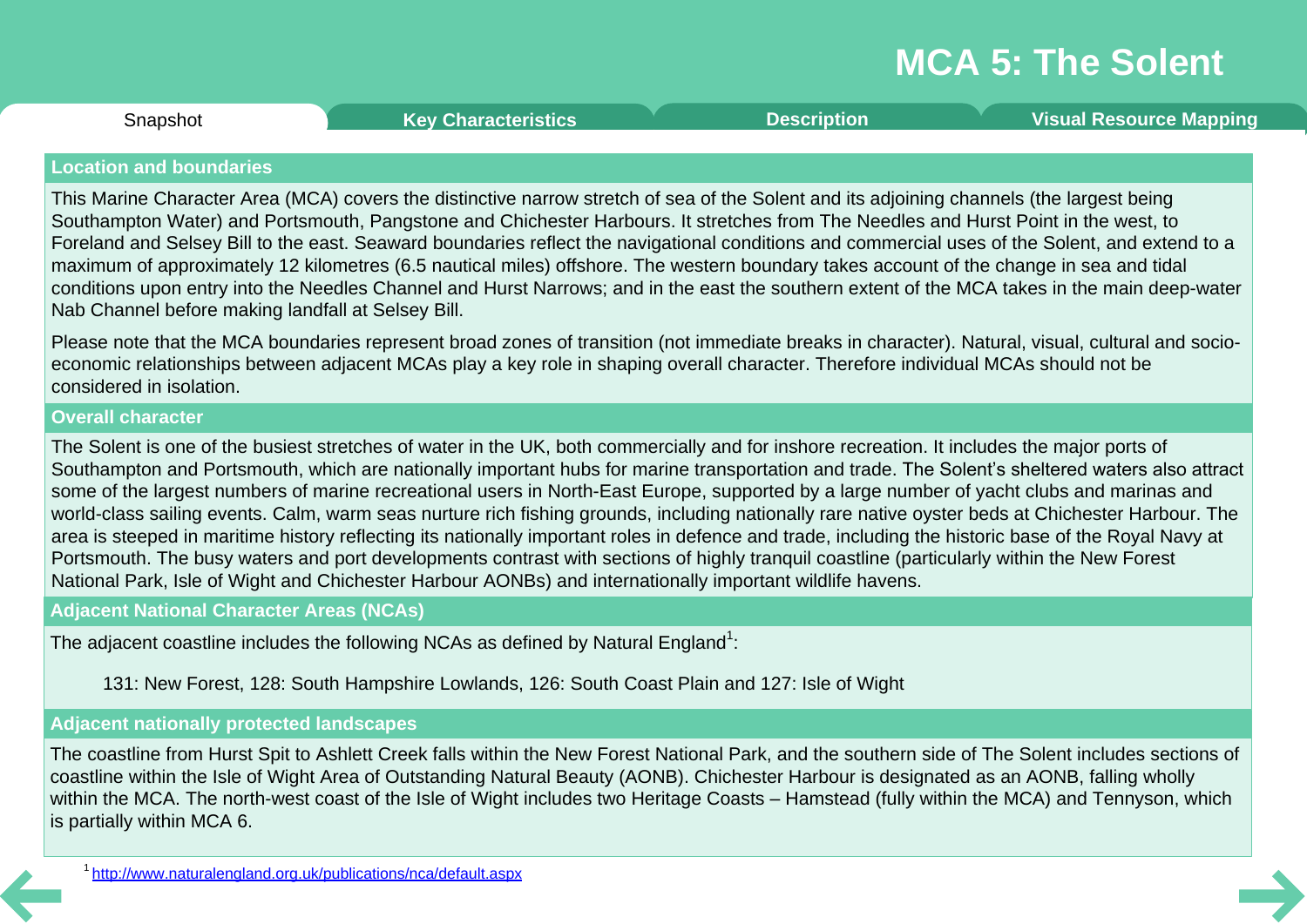# MCA 5: The Solent

Snapshot | Key Characteristics | Description | Visual Resource Mapping

## Location and boundaries

This Marine Character Area (MCA) covers the distinctive narrow stretch of sea of the Solent and its adjoining channels (the largest being Southampton Water) and Portsmouth, Pangstone and Chichester Harbours. It stretches from The Needles and Hurst Point in the west, to Foreland and Selsey Bill to the east. Seaward boundaries reflect the navigational conditions and commercial uses of the Solent, and extend to a maximum of approximately 12 kilometres (6.5 nautical miles) offshore. The western boundary takes account of the change in sea and tidal conditions upon entry into the Needles Channel and Hurst Narrows; and in the east the southern extent of the MCA takes in the main deep-water Nab Channel before making landfall at Selsey Bill.

Please note that the MCA boundaries represent broad zones of transition (not immediate breaks in character). Natural, visual, cultural and socio-economic relationships between adjacent MCAs play a key role in shaping overall character. Therefore individual MCAs should not be considered in isolation.

## Overall character

The Solent is one of the busiest stretches of water in the UK, both commercially and for inshore recreation. It includes the major ports of Southampton and Portsmouth, which are nationally important hubs for marine transportation and trade. The Solent's sheltered waters also attract some of the largest numbers of marine recreational users in North-East Europe, supported by a large number of yacht clubs and marinas and world-class sailing events. Calm, warm seas nurture rich fishing grounds, including nationally rare native oyster beds at Chichester Harbour. The area is steeped in maritime history reflecting its nationally important roles in defence and trade, including the historic base of the Royal Navy at Portsmouth. The busy waters and port developments contrast with sections of highly tranquil coastline (particularly within the New Forest National Park, Isle of Wight and Chichester Harbour AONBs) and internationally important wildlife havens.

## Adjacent National Character Areas (NCAs)

The adjacent coastline includes the following NCAs as defined by Natural England[1]:

131: New Forest, 128: South Hampshire Lowlands, 126: South Coast Plain and 127: Isle of Wight

## Adjacent nationally protected landscapes

The coastline from Hurst Spit to Ashlett Creek falls within the New Forest National Park, and the southern side of The Solent includes sections of coastline within the Isle of Wight Area of Outstanding Natural Beauty (AONB). Chichester Harbour is designated as an AONB, falling wholly within the MCA. The north-west coast of the Isle of Wight includes two Heritage Coasts – Hamstead (fully within the MCA) and Tennyson, which is partially within MCA 6.

[1] http://www.naturalengland.org.uk/publications/nca/default.aspx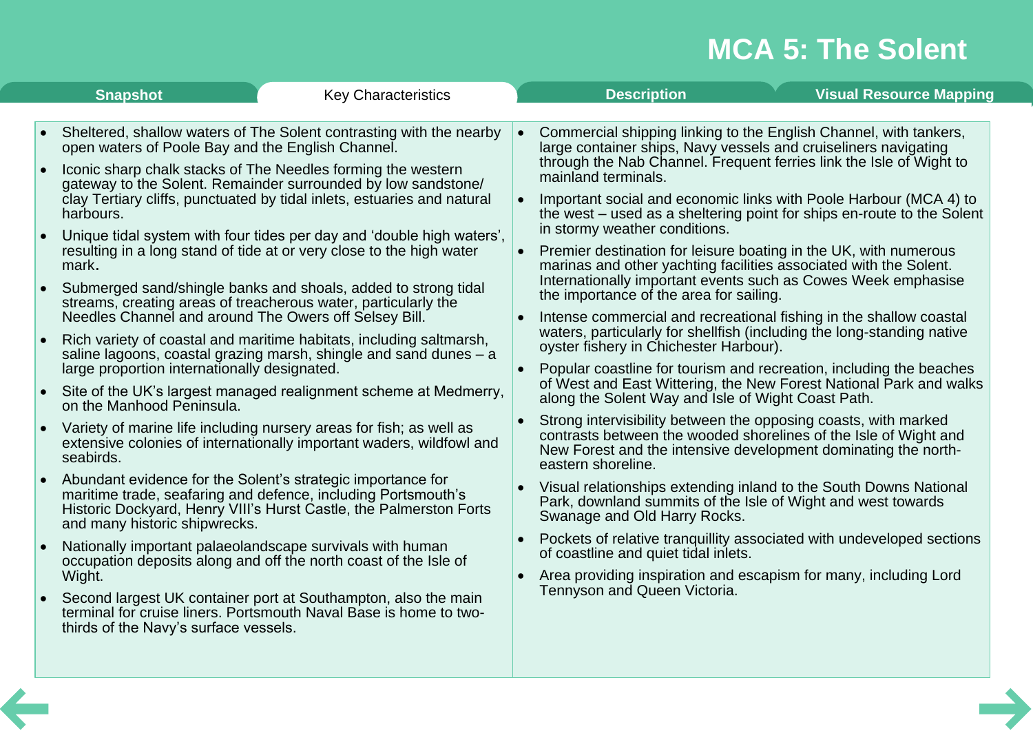# MCA 5: The Solent

Snapshot | Key Characteristics | Description | Visual Resource Mapping

## Key Characteristics

- Sheltered, shallow waters of The Solent contrasting with the nearby open waters of Poole Bay and the English Channel.
- Iconic sharp chalk stacks of The Needles forming the western gateway to the Solent. Remainder surrounded by low sandstone/clay Tertiary cliffs, punctuated by tidal inlets, estuaries and natural harbours.
- Unique tidal system with four tides per day and 'double high waters', resulting in a long stand of tide at or very close to the high water mark.
- Submerged sand/shingle banks and shoals, added to strong tidal streams, creating areas of treacherous water, particularly the Needles Channel and around The Owers off Selsey Bill.
- Rich variety of coastal and maritime habitats, including saltmarsh, saline lagoons, coastal grazing marsh, shingle and sand dunes – a large proportion internationally designated.
- Site of the UK's largest managed realignment scheme at Medmerry, on the Manhood Peninsula.
- Variety of marine life including nursery areas for fish; as well as extensive colonies of internationally important waders, wildfowl and seabirds.
- Abundant evidence for the Solent's strategic importance for maritime trade, seafaring and defence, including Portsmouth's Historic Dockyard, Henry VIII's Hurst Castle, the Palmerston Forts and many historic shipwrecks.
- Nationally important palaeolandscape survivals with human occupation deposits along and off the north coast of the Isle of Wight.
- Second largest UK container port at Southampton, also the main terminal for cruise liners. Portsmouth Naval Base is home to two-thirds of the Navy's surface vessels.
- Commercial shipping linking to the English Channel, with tankers, large container ships, Navy vessels and cruiseliners navigating through the Nab Channel. Frequent ferries link the Isle of Wight to mainland terminals.
- Important social and economic links with Poole Harbour (MCA 4) to the west – used as a sheltering point for ships en-route to the Solent in stormy weather conditions.
- Premier destination for leisure boating in the UK, with numerous marinas and other yachting facilities associated with the Solent. Internationally important events such as Cowes Week emphasise the importance of the area for sailing.
- Intense commercial and recreational fishing in the shallow coastal waters, particularly for shellfish (including the long-standing native oyster fishery in Chichester Harbour).
- Popular coastline for tourism and recreation, including the beaches of West and East Wittering, the New Forest National Park and walks along the Solent Way and Isle of Wight Coast Path.
- Strong intervisibility between the opposing coasts, with marked contrasts between the wooded shorelines of the Isle of Wight and New Forest and the intensive development dominating the north-eastern shoreline.
- Visual relationships extending inland to the South Downs National Park, downland summits of the Isle of Wight and west towards Swanage and Old Harry Rocks.
- Pockets of relative tranquillity associated with undeveloped sections of coastline and quiet tidal inlets.
- Area providing inspiration and escapism for many, including Lord Tennyson and Queen Victoria.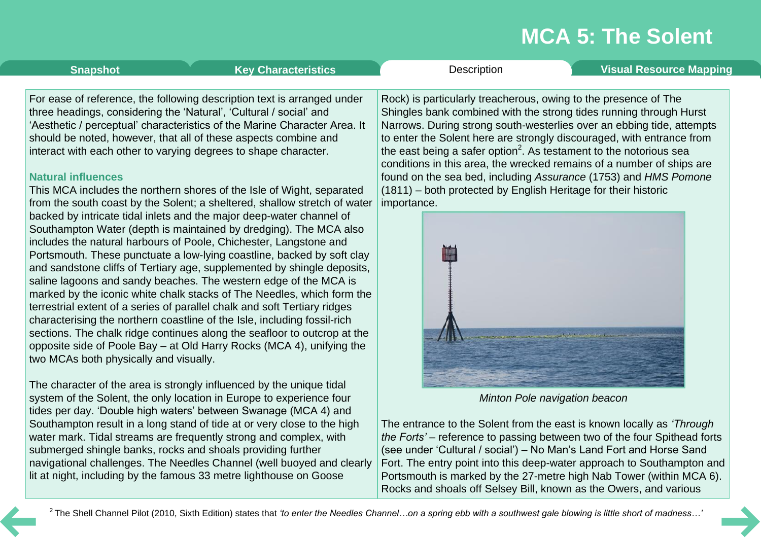# MCA 5: The Solent

Snapshot | Key Characteristics | Description | Visual Resource Mapping

For ease of reference, the following description text is arranged under three headings, considering the 'Natural', 'Cultural / social' and 'Aesthetic / perceptual' characteristics of the Marine Character Area. It should be noted, however, that all of these aspects combine and interact with each other to varying degrees to shape character.

### Natural influences

This MCA includes the northern shores of the Isle of Wight, separated from the south coast by the Solent; a sheltered, shallow stretch of water backed by intricate tidal inlets and the major deep-water channel of Southampton Water (depth is maintained by dredging). The MCA also includes the natural harbours of Poole, Chichester, Langstone and Portsmouth. These punctuate a low-lying coastline, backed by soft clay and sandstone cliffs of Tertiary age, supplemented by shingle deposits, saline lagoons and sandy beaches. The western edge of the MCA is marked by the iconic white chalk stacks of The Needles, which form the terrestrial extent of a series of parallel chalk and soft Tertiary ridges characterising the northern coastline of the Isle, including fossil-rich sections. The chalk ridge continues along the seafloor to outcrop at the opposite side of Poole Bay – at Old Harry Rocks (MCA 4), unifying the two MCAs both physically and visually.

The character of the area is strongly influenced by the unique tidal system of the Solent, the only location in Europe to experience four tides per day. 'Double high waters' between Swanage (MCA 4) and Southampton result in a long stand of tide at or very close to the high water mark. Tidal streams are frequently strong and complex, with submerged shingle banks, rocks and shoals providing further navigational challenges. The Needles Channel (well buoyed and clearly lit at night, including by the famous 33 metre lighthouse on Goose Rock) is particularly treacherous, owing to the presence of The Shingles bank combined with the strong tides running through Hurst Narrows. During strong south-westerlies over an ebbing tide, attempts to enter the Solent here are strongly discouraged, with entrance from the east being a safer option[2]. As testament to the notorious sea conditions in this area, the wrecked remains of a number of ships are found on the sea bed, including *Assurance* (1753) and *HMS Pomone* (1811) – both protected by English Heritage for their historic importance.

*Minton Pole navigation beacon*

The entrance to the Solent from the east is known locally as *'Through the Forts'* – reference to passing between two of the four Spithead forts (see under 'Cultural / social') – No Man's Land Fort and Horse Sand Fort. The entry point into this deep-water approach to Southampton and Portsmouth is marked by the 27-metre high Nab Tower (within MCA 6). Rocks and shoals off Selsey Bill, known as the Owers, and various

[2] The Shell Channel Pilot (2010, Sixth Edition) states that *'to enter the Needles Channel…on a spring ebb with a southwest gale blowing is little short of madness…'*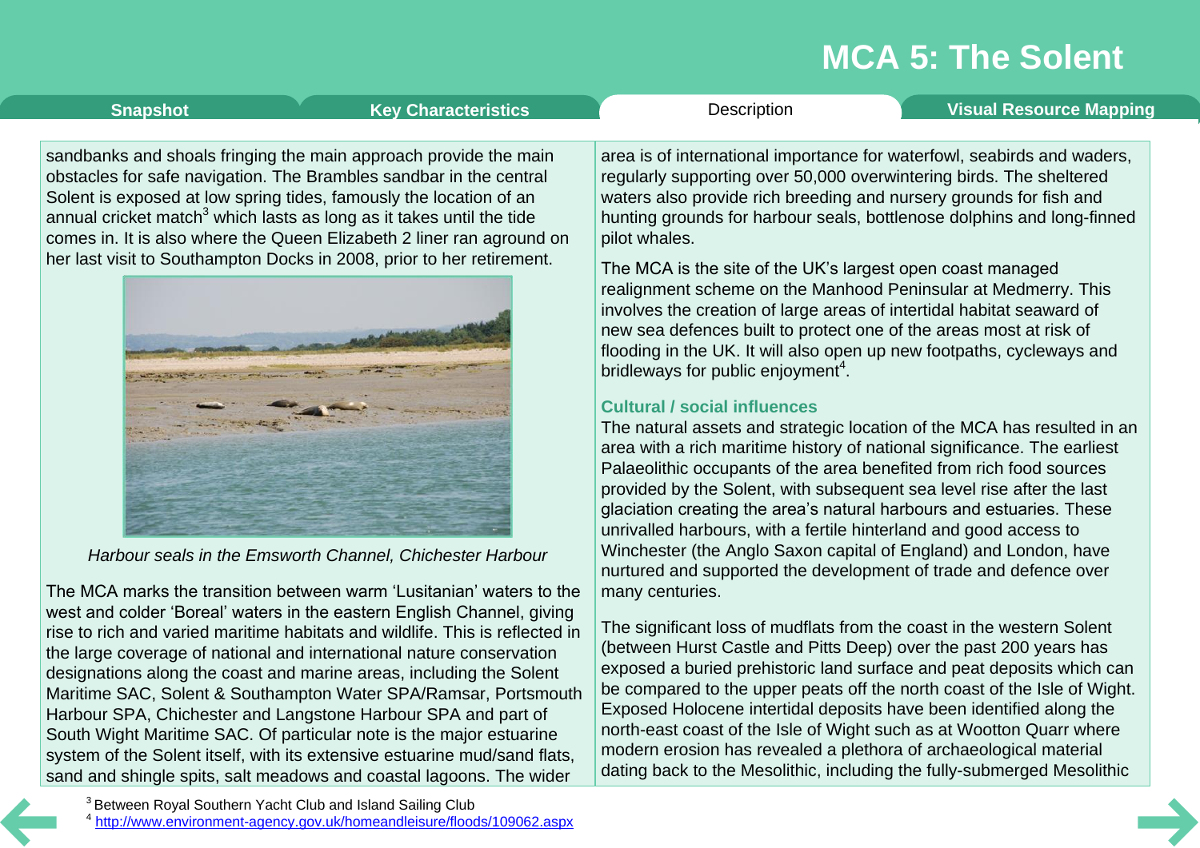sandbanks and shoals fringing the main approach provide the main obstacles for safe navigation. The Brambles sandbar in the central Solent is exposed at low spring tides, famously the location of an annual cricket match[3] which lasts as long as it takes until the tide comes in. It is also where the Queen Elizabeth 2 liner ran aground on her last visit to Southampton Docks in 2008, prior to her retirement.

*Harbour seals in the Emsworth Channel, Chichester Harbour*

The MCA marks the transition between warm 'Lusitanian' waters to the west and colder 'Boreal' waters in the eastern English Channel, giving rise to rich and varied maritime habitats and wildlife. This is reflected in the large coverage of national and international nature conservation designations along the coast and marine areas, including the Solent Maritime SAC, Solent & Southampton Water SPA/Ramsar, Portsmouth Harbour SPA, Chichester and Langstone Harbour SPA and part of South Wight Maritime SAC. Of particular note is the major estuarine system of the Solent itself, with its extensive estuarine mud/sand flats, sand and shingle spits, salt meadows and coastal lagoons. The wider area is of international importance for waterfowl, seabirds and waders, regularly supporting over 50,000 overwintering birds. The sheltered waters also provide rich breeding and nursery grounds for fish and hunting grounds for harbour seals, bottlenose dolphins and long-finned pilot whales.

The MCA is the site of the UK's largest open coast managed realignment scheme on the Manhood Peninsular at Medmerry. This involves the creation of large areas of intertidal habitat seaward of new sea defences built to protect one of the areas most at risk of flooding in the UK. It will also open up new footpaths, cycleways and bridleways for public enjoyment[4].

### Cultural / social influences

The natural assets and strategic location of the MCA has resulted in an area with a rich maritime history of national significance. The earliest Palaeolithic occupants of the area benefited from rich food sources provided by the Solent, with subsequent sea level rise after the last glaciation creating the area's natural harbours and estuaries. These unrivalled harbours, with a fertile hinterland and good access to Winchester (the Anglo Saxon capital of England) and London, have nurtured and supported the development of trade and defence over many centuries.

The significant loss of mudflats from the coast in the western Solent (between Hurst Castle and Pitts Deep) over the past 200 years has exposed a buried prehistoric land surface and peat deposits which can be compared to the upper peats off the north coast of the Isle of Wight. Exposed Holocene intertidal deposits have been identified along the north-east coast of the Isle of Wight such as at Wootton Quarr where modern erosion has revealed a plethora of archaeological material dating back to the Mesolithic, including the fully-submerged Mesolithic

[3] Between Royal Southern Yacht Club and Island Sailing Club
[4] http://www.environment-agency.gov.uk/homeandleisure/floods/109062.aspx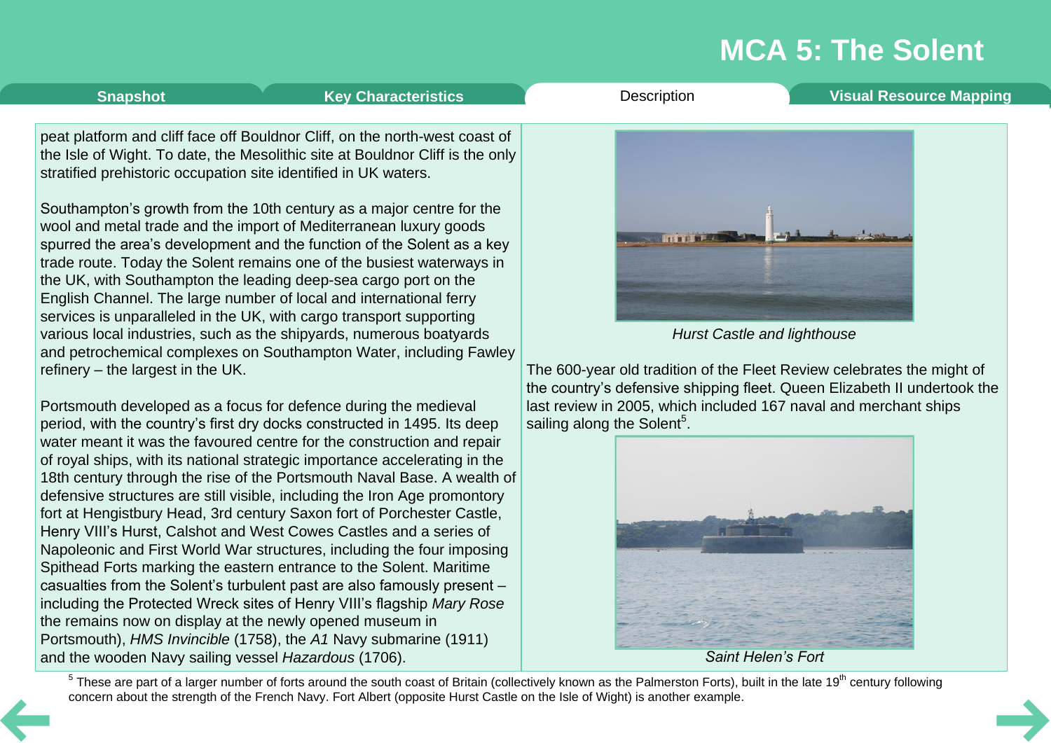peat platform and cliff face off Bouldnor Cliff, on the north-west coast of the Isle of Wight. To date, the Mesolithic site at Bouldnor Cliff is the only stratified prehistoric occupation site identified in UK waters.

Southampton's growth from the 10th century as a major centre for the wool and metal trade and the import of Mediterranean luxury goods spurred the area's development and the function of the Solent as a key trade route. Today the Solent remains one of the busiest waterways in the UK, with Southampton the leading deep-sea cargo port on the English Channel. The large number of local and international ferry services is unparalleled in the UK, with cargo transport supporting various local industries, such as the shipyards, numerous boatyards and petrochemical complexes on Southampton Water, including Fawley refinery – the largest in the UK.

Portsmouth developed as a focus for defence during the medieval period, with the country's first dry docks constructed in 1495. Its deep water meant it was the favoured centre for the construction and repair of royal ships, with its national strategic importance accelerating in the 18th century through the rise of the Portsmouth Naval Base. A wealth of defensive structures are still visible, including the Iron Age promontory fort at Hengistbury Head, 3rd century Saxon fort of Porchester Castle, Henry VIII's Hurst, Calshot and West Cowes Castles and a series of Napoleonic and First World War structures, including the four imposing Spithead Forts marking the eastern entrance to the Solent. Maritime casualties from the Solent's turbulent past are also famously present – including the Protected Wreck sites of Henry VIII's flagship *Mary Rose* the remains now on display at the newly opened museum in Portsmouth), *HMS Invincible* (1758), the *A1* Navy submarine (1911) and the wooden Navy sailing vessel *Hazardous* (1706).

*Hurst Castle and lighthouse*

The 600-year old tradition of the Fleet Review celebrates the might of the country's defensive shipping fleet. Queen Elizabeth II undertook the last review in 2005, which included 167 naval and merchant ships sailing along the Solent[5].

*Saint Helen's Fort*

[5] These are part of a larger number of forts around the south coast of Britain (collectively known as the Palmerston Forts), built in the late 19th century following concern about the strength of the French Navy. Fort Albert (opposite Hurst Castle on the Isle of Wight) is another example.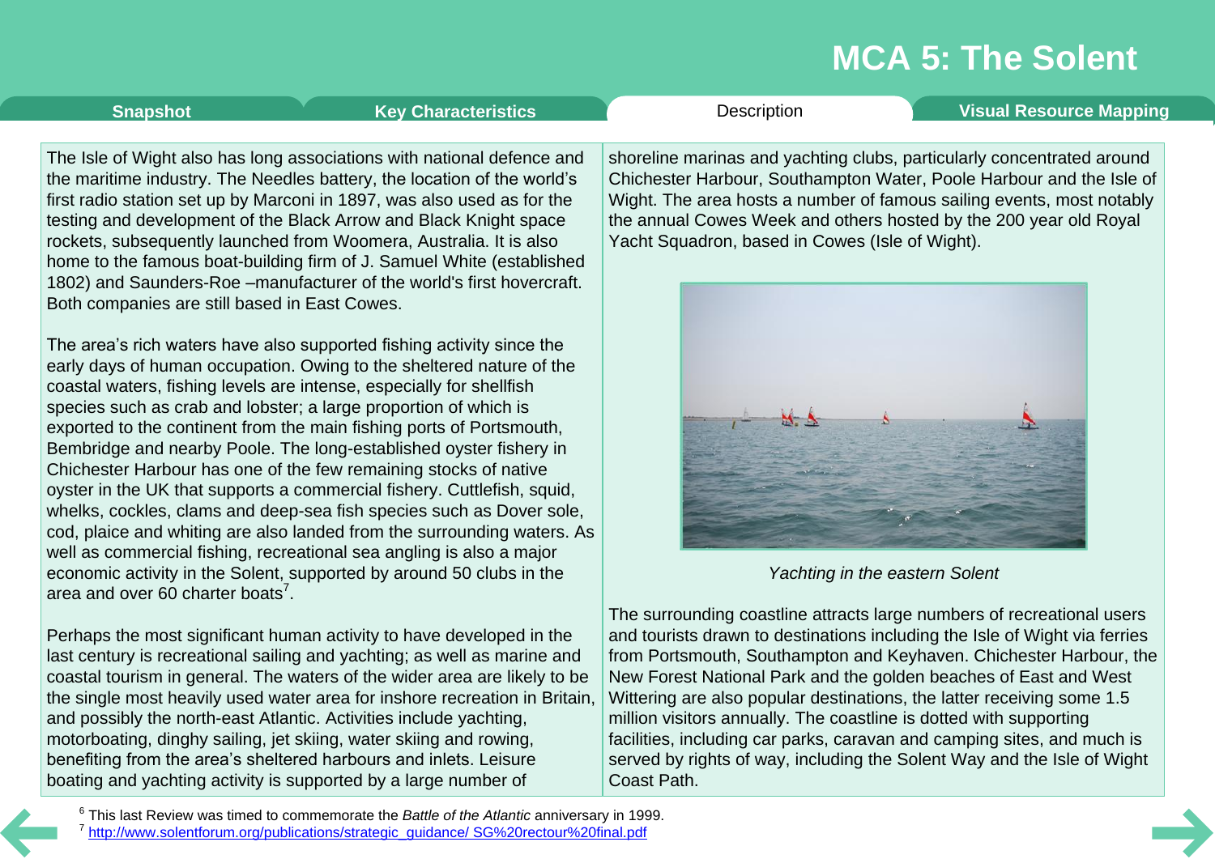# MCA 5: The Solent

Snapshot | Key Characteristics | Description | Visual Resource Mapping

The Isle of Wight also has long associations with national defence and the maritime industry. The Needles battery, the location of the world's first radio station set up by Marconi in 1897, was also used as for the testing and development of the Black Arrow and Black Knight space rockets, subsequently launched from Woomera, Australia. It is also home to the famous boat-building firm of J. Samuel White (established 1802) and Saunders-Roe –manufacturer of the world's first hovercraft. Both companies are still based in East Cowes.

The area's rich waters have also supported fishing activity since the early days of human occupation. Owing to the sheltered nature of the coastal waters, fishing levels are intense, especially for shellfish species such as crab and lobster; a large proportion of which is exported to the continent from the main fishing ports of Portsmouth, Bembridge and nearby Poole. The long-established oyster fishery in Chichester Harbour has one of the few remaining stocks of native oyster in the UK that supports a commercial fishery. Cuttlefish, squid, whelks, cockles, clams and deep-sea fish species such as Dover sole, cod, plaice and whiting are also landed from the surrounding waters. As well as commercial fishing, recreational sea angling is also a major economic activity in the Solent, supported by around 50 clubs in the area and over 60 charter boats[7].

Perhaps the most significant human activity to have developed in the last century is recreational sailing and yachting; as well as marine and coastal tourism in general. The waters of the wider area are likely to be the single most heavily used water area for inshore recreation in Britain, and possibly the north-east Atlantic. Activities include yachting, motorboating, dinghy sailing, jet skiing, water skiing and rowing, benefiting from the area's sheltered harbours and inlets. Leisure boating and yachting activity is supported by a large number of shoreline marinas and yachting clubs, particularly concentrated around Chichester Harbour, Southampton Water, Poole Harbour and the Isle of Wight. The area hosts a number of famous sailing events, most notably the annual Cowes Week and others hosted by the 200 year old Royal Yacht Squadron, based in Cowes (Isle of Wight).

*Yachting in the eastern Solent*

The surrounding coastline attracts large numbers of recreational users and tourists drawn to destinations including the Isle of Wight via ferries from Portsmouth, Southampton and Keyhaven. Chichester Harbour, the New Forest National Park and the golden beaches of East and West Wittering are also popular destinations, the latter receiving some 1.5 million visitors annually. The coastline is dotted with supporting facilities, including car parks, caravan and camping sites, and much is served by rights of way, including the Solent Way and the Isle of Wight Coast Path.

[6] This last Review was timed to commemorate the *Battle of the Atlantic* anniversary in 1999.
[7] http://www.solentforum.org/publications/strategic_guidance/ SG%20rectour%20final.pdf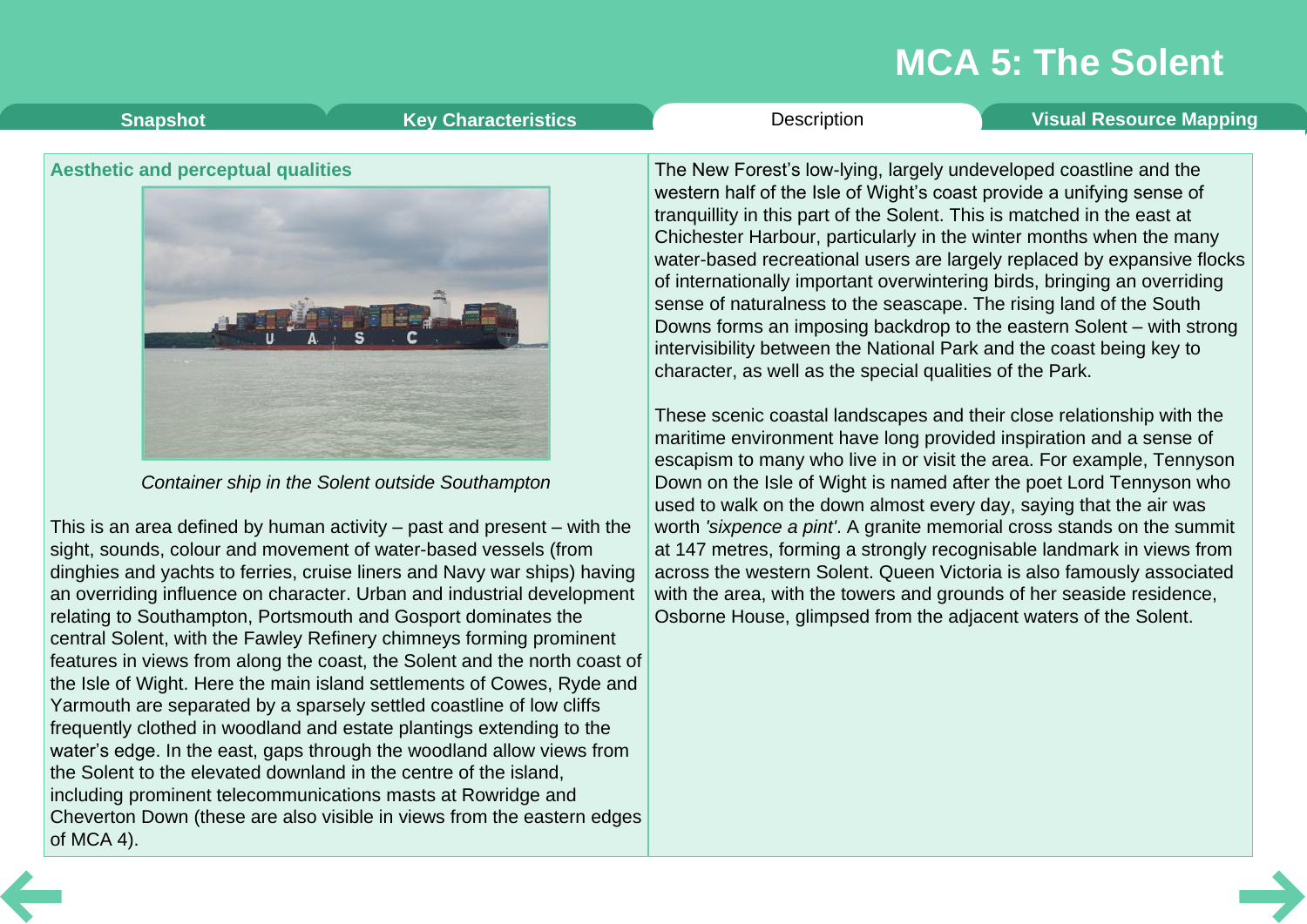# MCA 5: The Solent

Snapshot | Key Characteristics | Description | Visual Resource Mapping

## Aesthetic and perceptual qualities

*Container ship in the Solent outside Southampton*

This is an area defined by human activity – past and present – with the sight, sounds, colour and movement of water-based vessels (from dinghies and yachts to ferries, cruise liners and Navy war ships) having an overriding influence on character. Urban and industrial development relating to Southampton, Portsmouth and Gosport dominates the central Solent, with the Fawley Refinery chimneys forming prominent features in views from along the coast, the Solent and the north coast of the Isle of Wight. Here the main island settlements of Cowes, Ryde and Yarmouth are separated by a sparsely settled coastline of low cliffs frequently clothed in woodland and estate plantings extending to the water's edge. In the east, gaps through the woodland allow views from the Solent to the elevated downland in the centre of the island, including prominent telecommunications masts at Rowridge and Cheverton Down (these are also visible in views from the eastern edges of MCA 4).

The New Forest's low-lying, largely undeveloped coastline and the western half of the Isle of Wight's coast provide a unifying sense of tranquillity in this part of the Solent. This is matched in the east at Chichester Harbour, particularly in the winter months when the many water-based recreational users are largely replaced by expansive flocks of internationally important overwintering birds, bringing an overriding sense of naturalness to the seascape. The rising land of the South Downs forms an imposing backdrop to the eastern Solent – with strong intervisibility between the National Park and the coast being key to character, as well as the special qualities of the Park.

These scenic coastal landscapes and their close relationship with the maritime environment have long provided inspiration and a sense of escapism to many who live in or visit the area. For example, Tennyson Down on the Isle of Wight is named after the poet Lord Tennyson who used to walk on the down almost every day, saying that the air was worth *'sixpence a pint'*. A granite memorial cross stands on the summit at 147 metres, forming a strongly recognisable landmark in views from across the western Solent. Queen Victoria is also famously associated with the area, with the towers and grounds of her seaside residence, Osborne House, glimpsed from the adjacent waters of the Solent.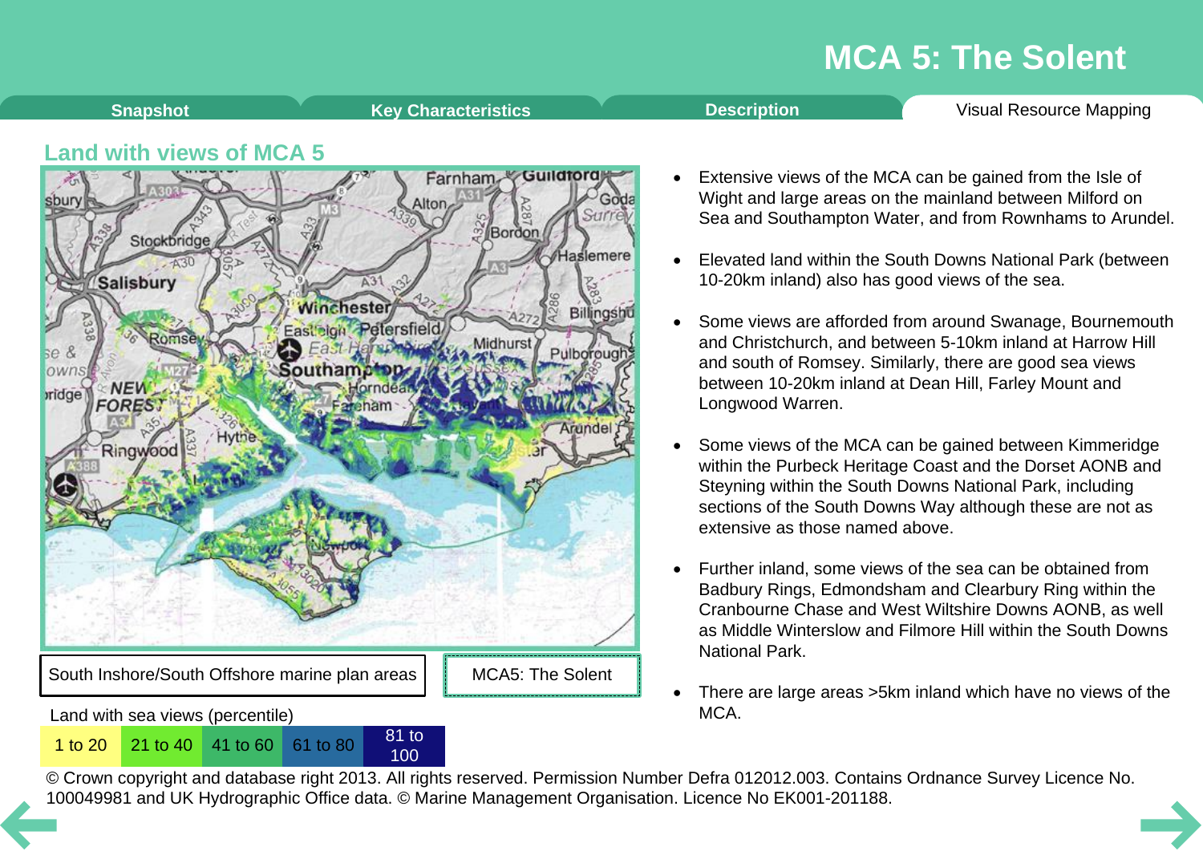# MCA 5: The Solent

Snapshot | Key Characteristics | Description | Visual Resource Mapping

## Land with views of MCA 5

South Inshore/South Offshore marine plan areas

MCA5: The Solent

Land with sea views (percentile)

| 1 to 20 | 21 to 40 | 41 to 60 | 61 to 80 | 81 to 100 |
|---|---|---|---|---|

© Crown copyright and database right 2013. All rights reserved. Permission Number Defra 012012.003. Contains Ordnance Survey Licence No. 100049981 and UK Hydrographic Office data. © Marine Management Organisation. Licence No EK001-201188.

- Extensive views of the MCA can be gained from the Isle of Wight and large areas on the mainland between Milford on Sea and Southampton Water, and from Rownhams to Arundel.
- Elevated land within the South Downs National Park (between 10-20km inland) also has good views of the sea.
- Some views are afforded from around Swanage, Bournemouth and Christchurch, and between 5-10km inland at Harrow Hill and south of Romsey. Similarly, there are good sea views between 10-20km inland at Dean Hill, Farley Mount and Longwood Warren.
- Some views of the MCA can be gained between Kimmeridge within the Purbeck Heritage Coast and the Dorset AONB and Steyning within the South Downs National Park, including sections of the South Downs Way although these are not as extensive as those named above.
- Further inland, some views of the sea can be obtained from Badbury Rings, Edmondsham and Clearbury Ring within the Cranbourne Chase and West Wiltshire Downs AONB, as well as Middle Winterslow and Filmore Hill within the South Downs National Park.
- There are large areas >5km inland which have no views of the MCA.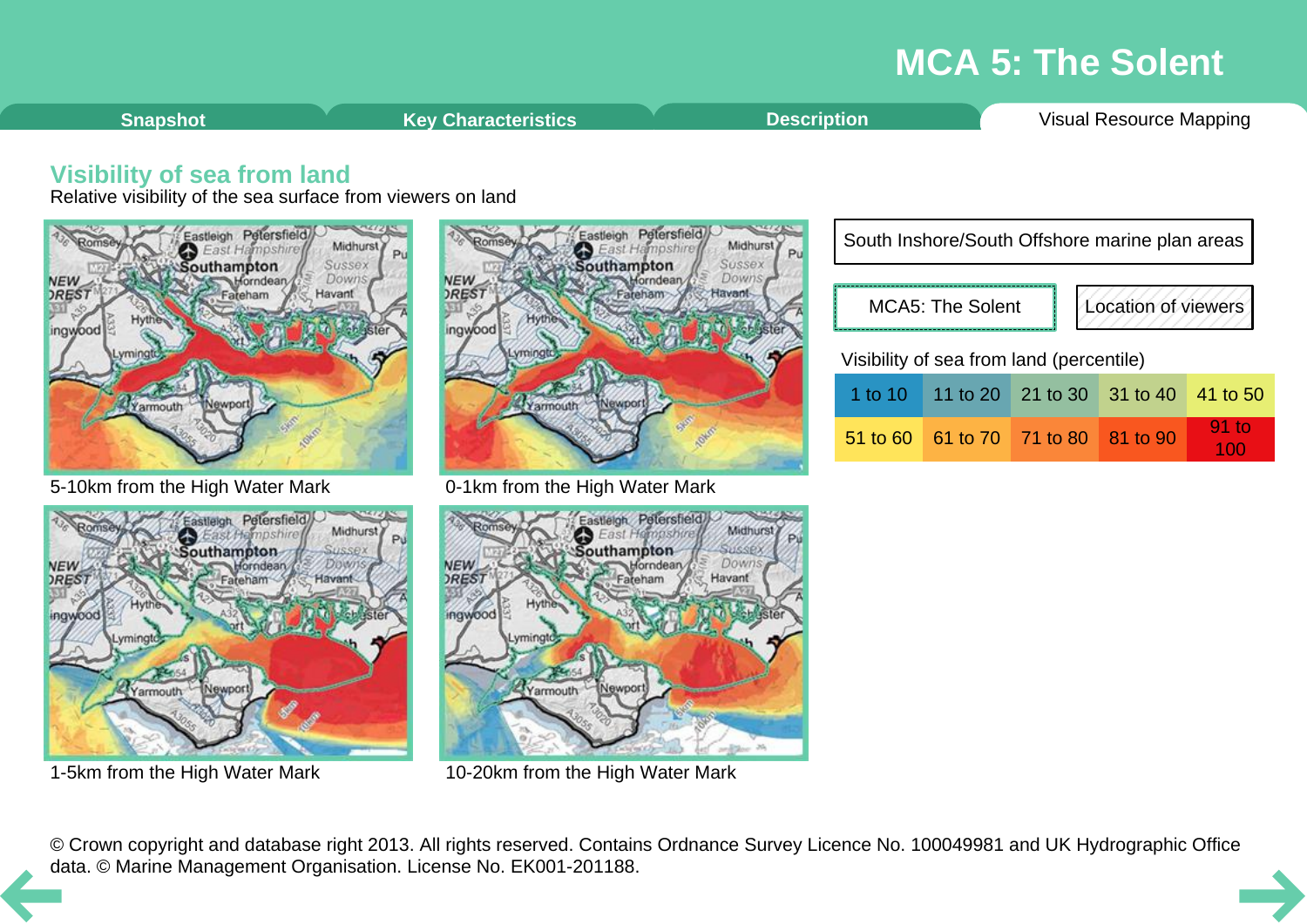# MCA 5: The Solent

Snapshot | Key Characteristics | Description | Visual Resource Mapping

## Visibility of sea from land

Relative visibility of the sea surface from viewers on land

5-10km from the High Water Mark

0-1km from the High Water Mark

1-5km from the High Water Mark

10-20km from the High Water Mark

South Inshore/South Offshore marine plan areas

MCA5: The Solent

Location of viewers

Visibility of sea from land (percentile)

| 1 to 10 | 11 to 20 | 21 to 30 | 31 to 40 | 41 to 50 |
|---|---|---|---|---|
| 51 to 60 | 61 to 70 | 71 to 80 | 81 to 90 | 91 to 100 |

© Crown copyright and database right 2013. All rights reserved. Contains Ordnance Survey Licence No. 100049981 and UK Hydrographic Office data. © Marine Management Organisation. License No. EK001-201188.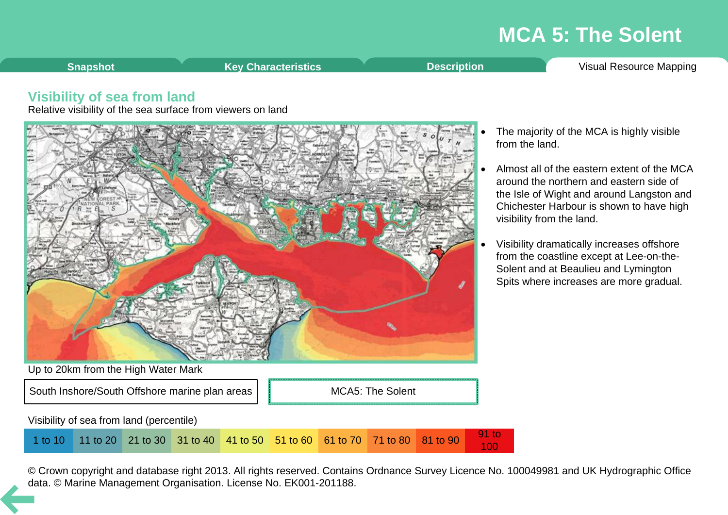# MCA 5: The Solent

Snapshot | Key Characteristics | Description | Visual Resource Mapping

## Visibility of sea from land

Relative visibility of the sea surface from viewers on land

- The majority of the MCA is highly visible from the land.
- Almost all of the eastern extent of the MCA around the northern and eastern side of the Isle of Wight and around Langston and Chichester Harbour is shown to have high visibility from the land.
- Visibility dramatically increases offshore from the coastline except at Lee-on-the-Solent and at Beaulieu and Lymington Spits where increases are more gradual.

Up to 20km from the High Water Mark

South Inshore/South Offshore marine plan areas

MCA5: The Solent

Visibility of sea from land (percentile)

1 to 10
11 to 20
21 to 30
31 to 40
41 to 50
51 to 60
61 to 70
71 to 80
81 to 90
91 to 100

© Crown copyright and database right 2013. All rights reserved. Contains Ordnance Survey Licence No. 100049981 and UK Hydrographic Office data. © Marine Management Organisation. License No. EK001-201188.